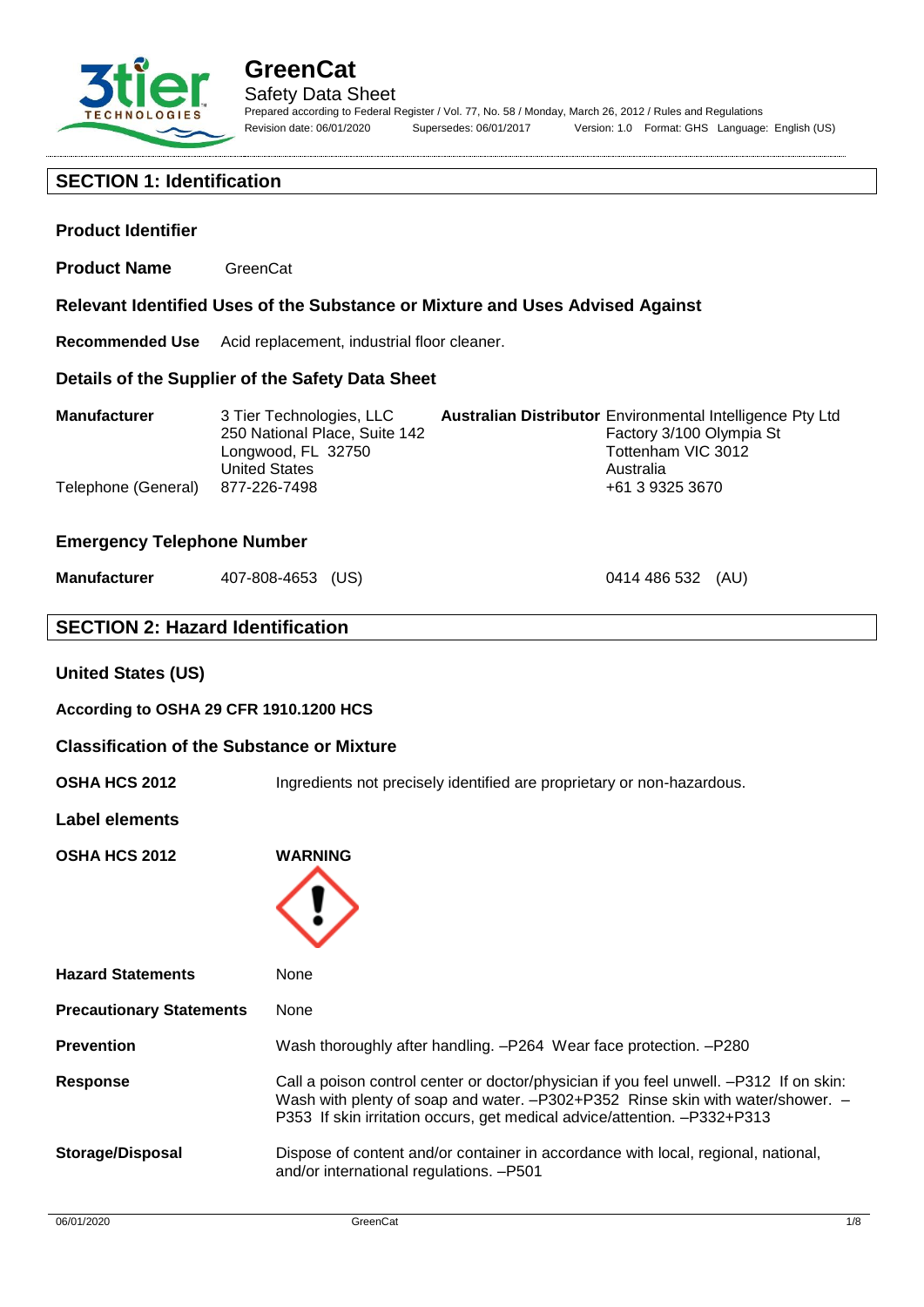# GreenCat

Safety Data Sheet

Prepared according to Federal Register / Vol. 77, No. 58 / Monday, March 26, 2012 / Rules and Regulations

Revision date: 06/01/2020 Supersedes: 06/01/2017 Version: 1.0 Format: GHS Language: English (US)

## SECTION 1: Identification

### Product Identifier

**Product Name** GreenCat

### Relevant Identified Uses of the Substance or Mixture and Uses Advised Against

**Recommended Use** Acid replacement, industrial floor cleaner.

### Details of the Supplier of the Safety Data Sheet

**Manufacturer**
3 Tier Technologies, LLC
250 National Place, Suite 142
Longwood, FL 32750
United States

Telephone (General) 877-226-7498

**Australian Distributor**
Environmental Intelligence Pty Ltd
Factory 3/100 Olympia St
Tottenham VIC 3012
Australia
+61 3 9325 3670

### Emergency Telephone Number

**Manufacturer** 407-808-4653 (US)

0414 486 532 (AU)

## SECTION 2: Hazard Identification

### United States (US)

**According to OSHA 29 CFR 1910.1200 HCS**

### Classification of the Substance or Mixture

**OSHA HCS 2012** Ingredients not precisely identified are proprietary or non-hazardous.

### Label elements

**OSHA HCS 2012** **WARNING**

**Hazard Statements** None

**Precautionary Statements** None

**Prevention** Wash thoroughly after handling. –P264 Wear face protection. –P280

**Response** Call a poison control center or doctor/physician if you feel unwell. –P312 If on skin: Wash with plenty of soap and water. –P302+P352 Rinse skin with water/shower. –P353 If skin irritation occurs, get medical advice/attention. –P332+P313

**Storage/Disposal** Dispose of content and/or container in accordance with local, regional, national, and/or international regulations. –P501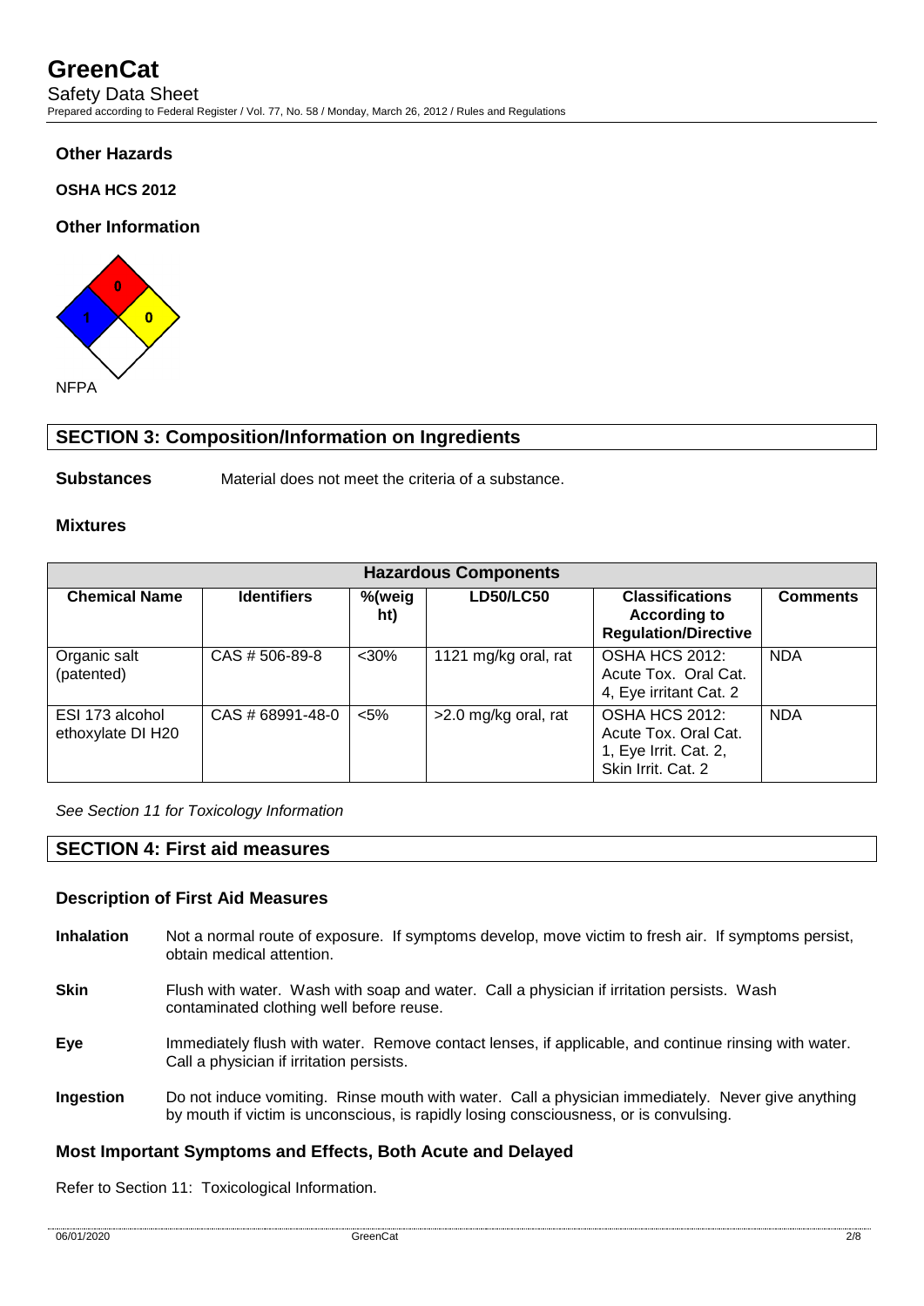**Other Hazards**

**OSHA HCS 2012**

**Other Information**

NFPA

## SECTION 3: Composition/Information on Ingredients

**Substances** Material does not meet the criteria of a substance.

**Mixtures**

| Hazardous Components | | | | | |
|---|---|---|---|---|---|
| **Chemical Name** | **Identifiers** | **%(weight)** | **LD50/LC50** | **Classifications According to Regulation/Directive** | **Comments** |
| Organic salt (patented) | CAS # 506-89-8 | <30% | 1121 mg/kg oral, rat | OSHA HCS 2012: Acute Tox. Oral Cat. 4, Eye irritant Cat. 2 | NDA |
| ESI 173 alcohol ethoxylate DI H20 | CAS # 68991-48-0 | <5% | >2.0 mg/kg oral, rat | OSHA HCS 2012: Acute Tox. Oral Cat. 1, Eye Irrit. Cat. 2, Skin Irrit. Cat. 2 | NDA |

*See Section 11 for Toxicology Information*

## SECTION 4: First aid measures

### Description of First Aid Measures

**Inhalation** Not a normal route of exposure. If symptoms develop, move victim to fresh air. If symptoms persist, obtain medical attention.

**Skin** Flush with water. Wash with soap and water. Call a physician if irritation persists. Wash contaminated clothing well before reuse.

**Eye** Immediately flush with water. Remove contact lenses, if applicable, and continue rinsing with water. Call a physician if irritation persists.

**Ingestion** Do not induce vomiting. Rinse mouth with water. Call a physician immediately. Never give anything by mouth if victim is unconscious, is rapidly losing consciousness, or is convulsing.

### Most Important Symptoms and Effects, Both Acute and Delayed

Refer to Section 11: Toxicological Information.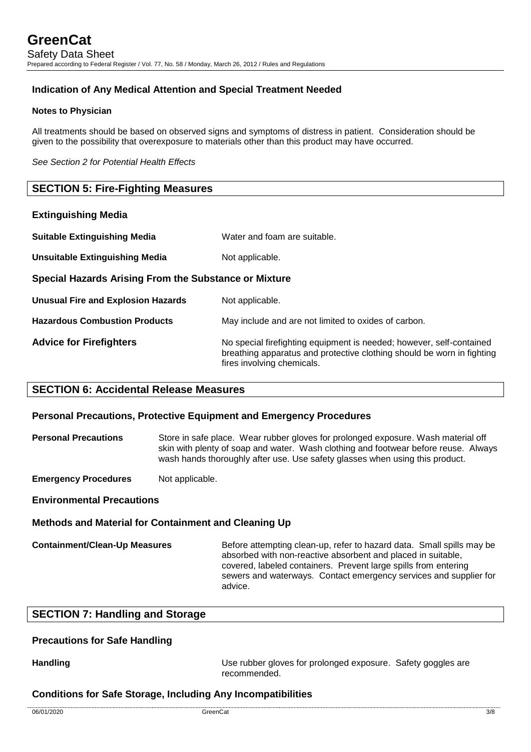### Indication of Any Medical Attention and Special Treatment Needed

**Notes to Physician**

All treatments should be based on observed signs and symptoms of distress in patient. Consideration should be given to the possibility that overexposure to materials other than this product may have occurred.

*See Section 2 for Potential Health Effects*

## SECTION 5: Fire-Fighting Measures

### Extinguishing Media

**Suitable Extinguishing Media** Water and foam are suitable.

**Unsuitable Extinguishing Media** Not applicable.

### Special Hazards Arising From the Substance or Mixture

**Unusual Fire and Explosion Hazards** Not applicable.

**Hazardous Combustion Products** May include and are not limited to oxides of carbon.

**Advice for Firefighters** No special firefighting equipment is needed; however, self-contained breathing apparatus and protective clothing should be worn in fighting fires involving chemicals.

## SECTION 6: Accidental Release Measures

### Personal Precautions, Protective Equipment and Emergency Procedures

**Personal Precautions** Store in safe place. Wear rubber gloves for prolonged exposure. Wash material off skin with plenty of soap and water. Wash clothing and footwear before reuse. Always wash hands thoroughly after use. Use safety glasses when using this product.

**Emergency Procedures** Not applicable.

### Environmental Precautions

### Methods and Material for Containment and Cleaning Up

**Containment/Clean-Up Measures** Before attempting clean-up, refer to hazard data. Small spills may be absorbed with non-reactive absorbent and placed in suitable, covered, labeled containers. Prevent large spills from entering sewers and waterways. Contact emergency services and supplier for advice.

## SECTION 7: Handling and Storage

### Precautions for Safe Handling

**Handling** Use rubber gloves for prolonged exposure. Safety goggles are recommended.

### Conditions for Safe Storage, Including Any Incompatibilities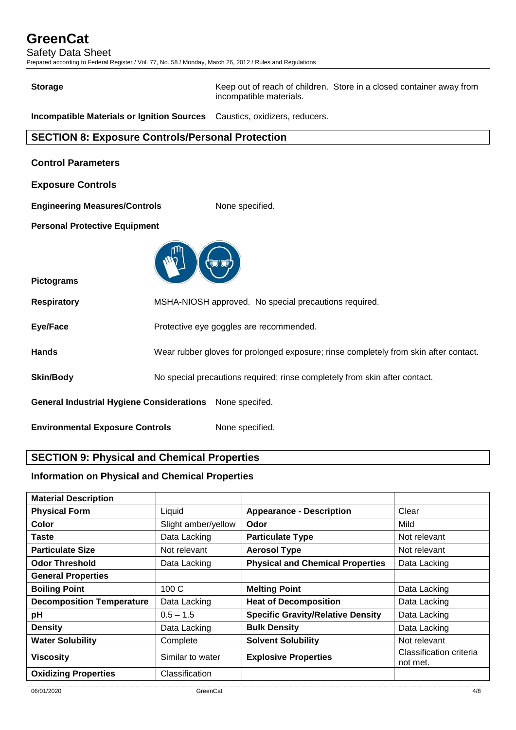**Storage** Keep out of reach of children. Store in a closed container away from incompatible materials.

**Incompatible Materials or Ignition Sources** Caustics, oxidizers, reducers.

## SECTION 8: Exposure Controls/Personal Protection

### Control Parameters

### Exposure Controls

**Engineering Measures/Controls** None specified.

**Personal Protective Equipment**

**Pictograms**

**Respiratory** MSHA-NIOSH approved. No special precautions required.

**Eye/Face** Protective eye goggles are recommended.

**Hands** Wear rubber gloves for prolonged exposure; rinse completely from skin after contact.

**Skin/Body** No special precautions required; rinse completely from skin after contact.

**General Industrial Hygiene Considerations** None specifed.

**Environmental Exposure Controls** None specified.

## SECTION 9: Physical and Chemical Properties

### Information on Physical and Chemical Properties

| **Material Description** | | | |
|---|---|---|---|
| **Physical Form** | Liquid | **Appearance - Description** | Clear |
| **Color** | Slight amber/yellow | **Odor** | Mild |
| **Taste** | Data Lacking | **Particulate Type** | Not relevant |
| **Particulate Size** | Not relevant | **Aerosol Type** | Not relevant |
| **Odor Threshold** | Data Lacking | **Physical and Chemical Properties** | Data Lacking |
| **General Properties** | | | |
| **Boiling Point** | 100 C | **Melting Point** | Data Lacking |
| **Decomposition Temperature** | Data Lacking | **Heat of Decomposition** | Data Lacking |
| **pH** | 0.5 – 1.5 | **Specific Gravity/Relative Density** | Data Lacking |
| **Density** | Data Lacking | **Bulk Density** | Data Lacking |
| **Water Solubility** | Complete | **Solvent Solubility** | Not relevant |
| **Viscosity** | Similar to water | **Explosive Properties** | Classification criteria not met. |
| **Oxidizing Properties** | Classification | | |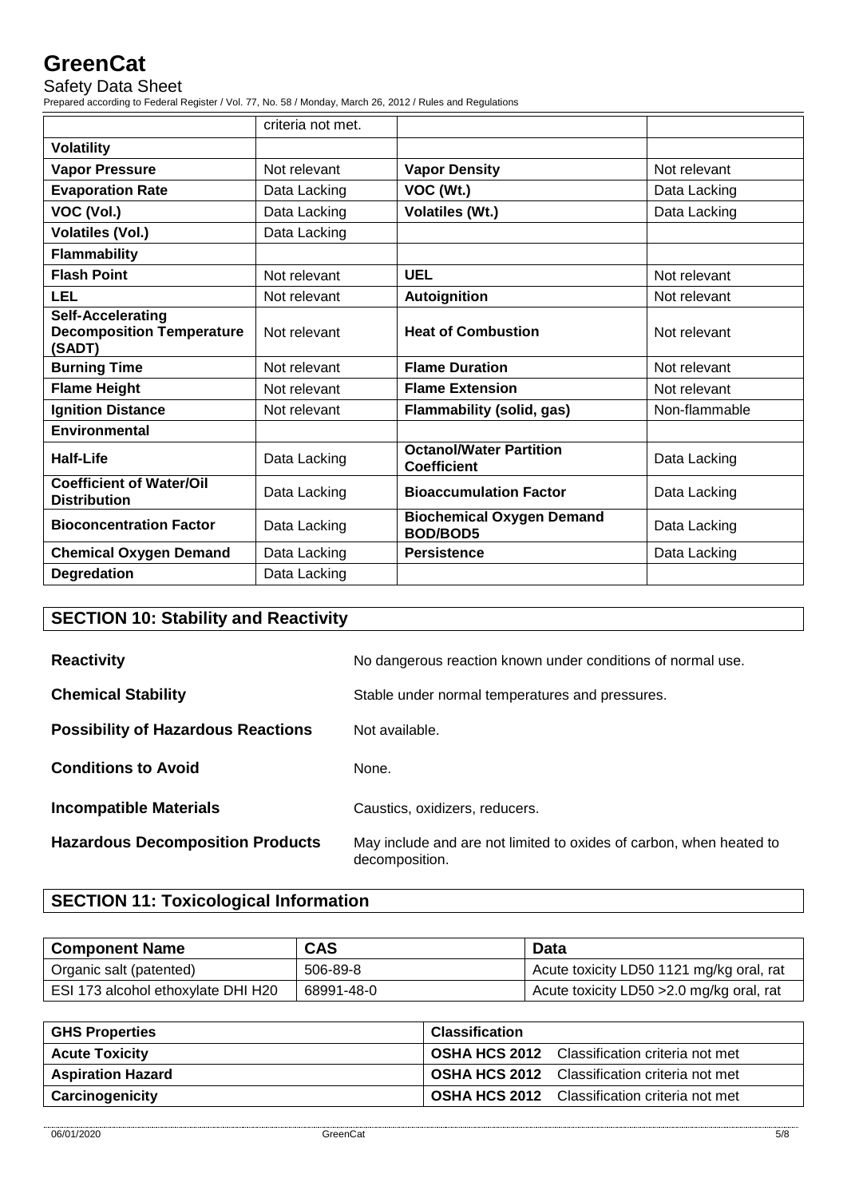|  | criteria not met. |  |  |
| --- | --- | --- | --- |
| **Volatility** |  |  |  |
| **Vapor Pressure** | Not relevant | **Vapor Density** | Not relevant |
| **Evaporation Rate** | Data Lacking | **VOC (Wt.)** | Data Lacking |
| **VOC (Vol.)** | Data Lacking | **Volatiles (Wt.)** | Data Lacking |
| **Volatiles (Vol.)** | Data Lacking |  |  |
| **Flammability** |  |  |  |
| **Flash Point** | Not relevant | **UEL** | Not relevant |
| **LEL** | Not relevant | **Autoignition** | Not relevant |
| **Self-Accelerating Decomposition Temperature (SADT)** | Not relevant | **Heat of Combustion** | Not relevant |
| **Burning Time** | Not relevant | **Flame Duration** | Not relevant |
| **Flame Height** | Not relevant | **Flame Extension** | Not relevant |
| **Ignition Distance** | Not relevant | **Flammability (solid, gas)** | Non-flammable |
| **Environmental** |  |  |  |
| **Half-Life** | Data Lacking | **Octanol/Water Partition Coefficient** | Data Lacking |
| **Coefficient of Water/Oil Distribution** | Data Lacking | **Bioaccumulation Factor** | Data Lacking |
| **Bioconcentration Factor** | Data Lacking | **Biochemical Oxygen Demand BOD/BOD5** | Data Lacking |
| **Chemical Oxygen Demand** | Data Lacking | **Persistence** | Data Lacking |
| **Degredation** | Data Lacking |  |  |

## SECTION 10: Stability and Reactivity

**Reactivity** No dangerous reaction known under conditions of normal use.

**Chemical Stability** Stable under normal temperatures and pressures.

**Possibility of Hazardous Reactions** Not available.

**Conditions to Avoid** None.

**Incompatible Materials** Caustics, oxidizers, reducers.

**Hazardous Decomposition Products** May include and are not limited to oxides of carbon, when heated to decomposition.

## SECTION 11: Toxicological Information

| Component Name | CAS | Data |
| --- | --- | --- |
| Organic salt (patented) | 506-89-8 | Acute toxicity LD50 1121 mg/kg oral, rat |
| ESI 173 alcohol ethoxylate DHI H20 | 68991-48-0 | Acute toxicity LD50 >2.0 mg/kg oral, rat |

| GHS Properties | Classification |
| --- | --- |
| **Acute Toxicity** | **OSHA HCS 2012** Classification criteria not met |
| **Aspiration Hazard** | **OSHA HCS 2012** Classification criteria not met |
| **Carcinogenicity** | **OSHA HCS 2012** Classification criteria not met |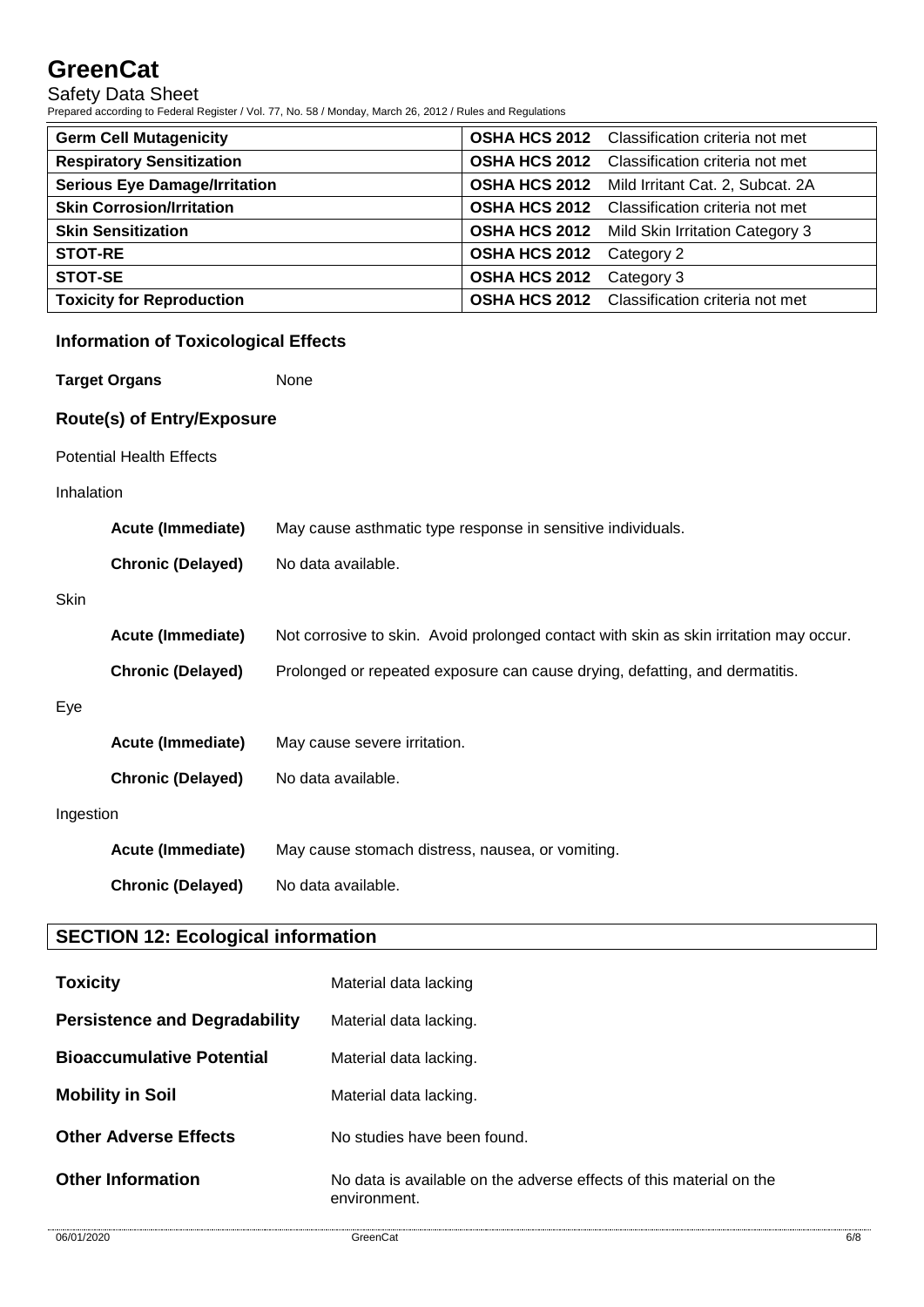| Germ Cell Mutagenicity | OSHA HCS 2012 | Classification criteria not met |
|---|---|---|
| Respiratory Sensitization | OSHA HCS 2012 | Classification criteria not met |
| Serious Eye Damage/Irritation | OSHA HCS 2012 | Mild Irritant Cat. 2, Subcat. 2A |
| Skin Corrosion/Irritation | OSHA HCS 2012 | Classification criteria not met |
| Skin Sensitization | OSHA HCS 2012 | Mild Skin Irritation Category 3 |
| STOT-RE | OSHA HCS 2012 | Category 2 |
| STOT-SE | OSHA HCS 2012 | Category 3 |
| Toxicity for Reproduction | OSHA HCS 2012 | Classification criteria not met |

### Information of Toxicological Effects

**Target Organs** None

### Route(s) of Entry/Exposure

Potential Health Effects

Inhalation

**Acute (Immediate)** May cause asthmatic type response in sensitive individuals.

**Chronic (Delayed)** No data available.

Skin

**Acute (Immediate)** Not corrosive to skin. Avoid prolonged contact with skin as skin irritation may occur.

**Chronic (Delayed)** Prolonged or repeated exposure can cause drying, defatting, and dermatitis.

Eye

**Acute (Immediate)** May cause severe irritation.

**Chronic (Delayed)** No data available.

Ingestion

**Acute (Immediate)** May cause stomach distress, nausea, or vomiting.

**Chronic (Delayed)** No data available.

## SECTION 12: Ecological information

**Toxicity** Material data lacking

**Persistence and Degradability** Material data lacking.

**Bioaccumulative Potential** Material data lacking.

**Mobility in Soil** Material data lacking.

**Other Adverse Effects** No studies have been found.

**Other Information** No data is available on the adverse effects of this material on the environment.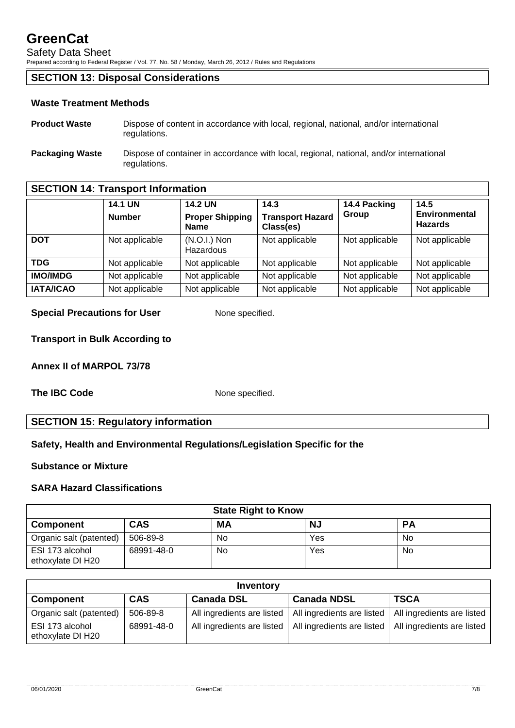## SECTION 13: Disposal Considerations

### Waste Treatment Methods

**Product Waste** Dispose of content in accordance with local, regional, national, and/or international regulations.

**Packaging Waste** Dispose of container in accordance with local, regional, national, and/or international regulations.

## SECTION 14: Transport Information

| | 14.1 UN Number | 14.2 UN Proper Shipping Name | 14.3 Transport Hazard Class(es) | 14.4 Packing Group | 14.5 Environmental Hazards |
|---|---|---|---|---|---|
| **DOT** | Not applicable | (N.O.I.) Non Hazardous | Not applicable | Not applicable | Not applicable |
| **TDG** | Not applicable | Not applicable | Not applicable | Not applicable | Not applicable |
| **IMO/IMDG** | Not applicable | Not applicable | Not applicable | Not applicable | Not applicable |
| **IATA/ICAO** | Not applicable | Not applicable | Not applicable | Not applicable | Not applicable |

**Special Precautions for User** None specified.

**Transport in Bulk According to**

**Annex II of MARPOL 73/78**

**The IBC Code** None specified.

## SECTION 15: Regulatory information

### Safety, Health and Environmental Regulations/Legislation Specific for the

### Substance or Mixture

### SARA Hazard Classifications

| State Right to Know | | | | |
|---|---|---|---|---|
| **Component** | **CAS** | **MA** | **NJ** | **PA** |
| Organic salt (patented) | 506-89-8 | No | Yes | No |
| ESI 173 alcohol ethoxylate DI H20 | 68991-48-0 | No | Yes | No |

| Inventory | | | | |
|---|---|---|---|---|
| **Component** | **CAS** | **Canada DSL** | **Canada NDSL** | **TSCA** |
| Organic salt (patented) | 506-89-8 | All ingredients are listed | All ingredients are listed | All ingredients are listed |
| ESI 173 alcohol ethoxylate DI H20 | 68991-48-0 | All ingredients are listed | All ingredients are listed | All ingredients are listed |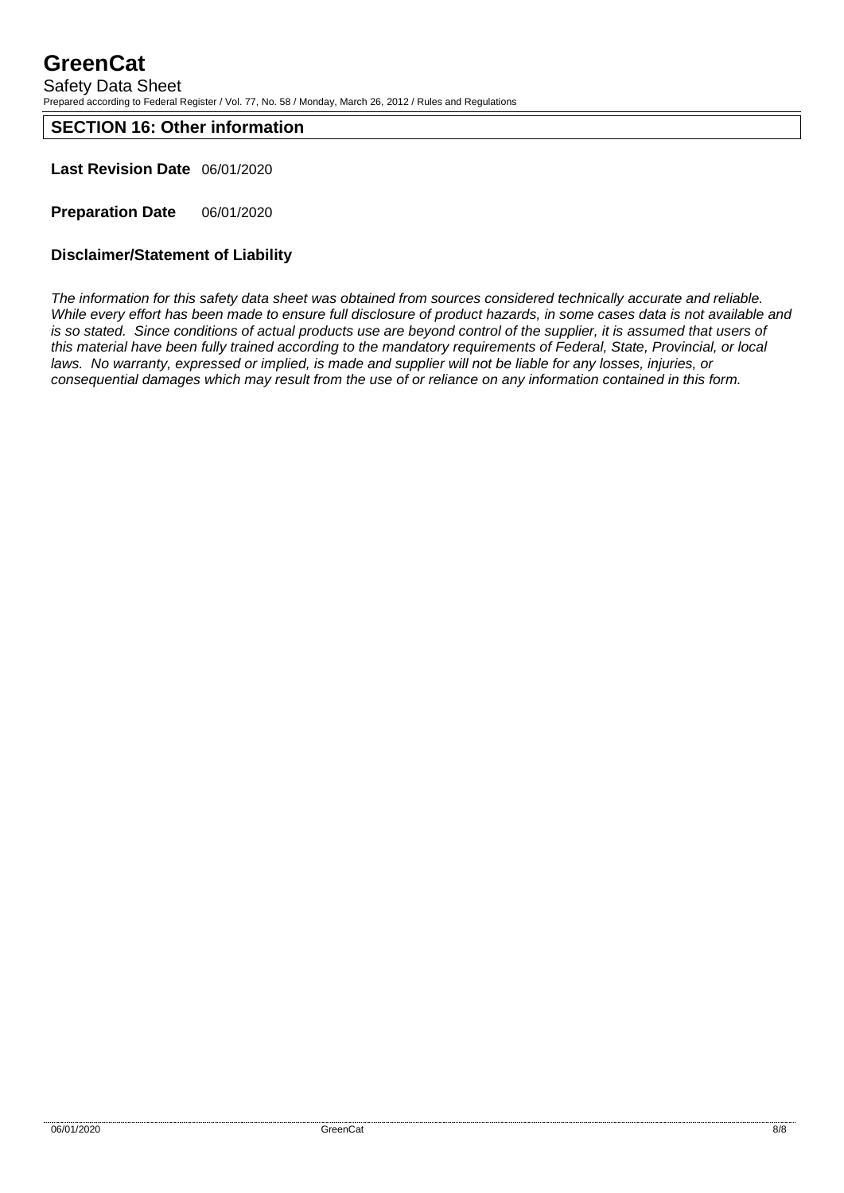## SECTION 16: Other information

**Last Revision Date** 06/01/2020

**Preparation Date** 06/01/2020

### Disclaimer/Statement of Liability

*The information for this safety data sheet was obtained from sources considered technically accurate and reliable. While every effort has been made to ensure full disclosure of product hazards, in some cases data is not available and is so stated. Since conditions of actual products use are beyond control of the supplier, it is assumed that users of this material have been fully trained according to the mandatory requirements of Federal, State, Provincial, or local laws. No warranty, expressed or implied, is made and supplier will not be liable for any losses, injuries, or consequential damages which may result from the use of or reliance on any information contained in this form.*